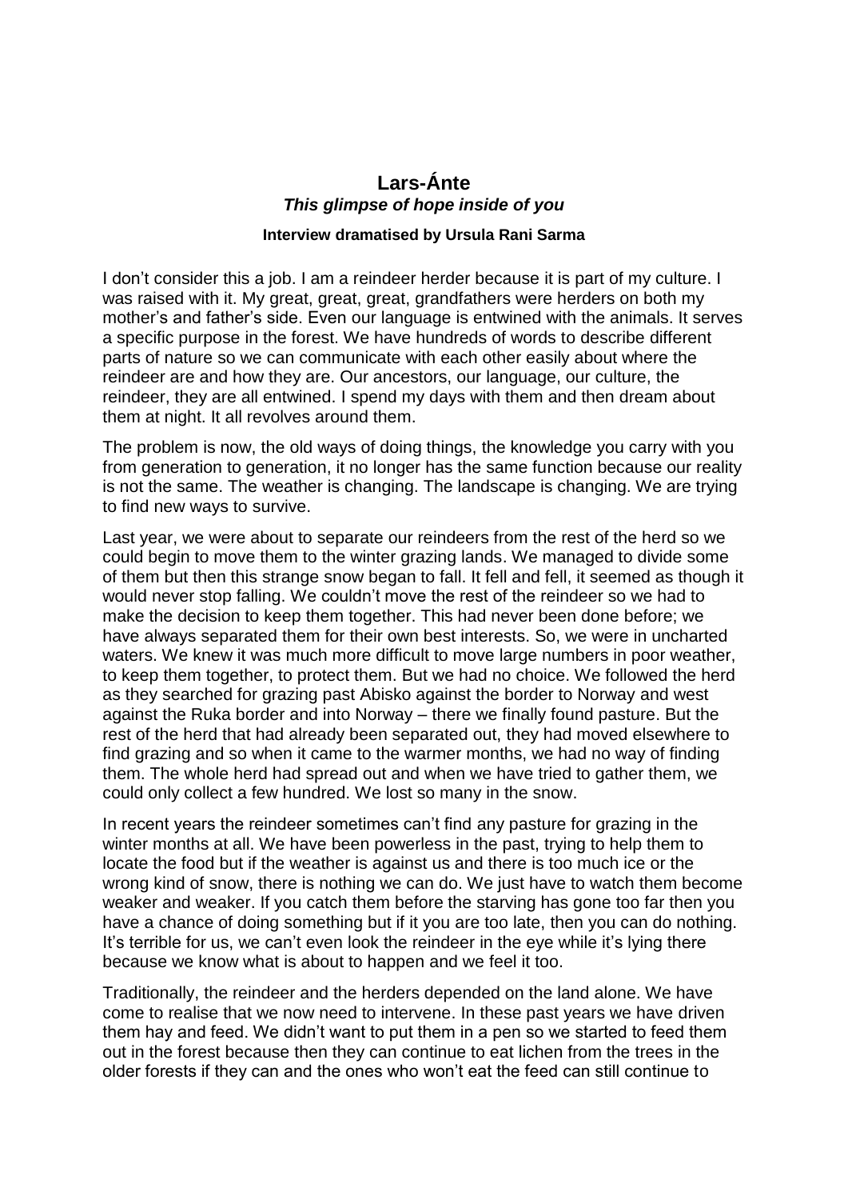# Lars-Ánte

## *This glimpse of hope inside of you*

**Interview dramatised by Ursula Rani Sarma**

I don't consider this a job. I am a reindeer herder because it is part of my culture. I was raised with it. My great, great, great, grandfathers were herders on both my mother's and father's side. Even our language is entwined with the animals. It serves a specific purpose in the forest. We have hundreds of words to describe different parts of nature so we can communicate with each other easily about where the reindeer are and how they are. Our ancestors, our language, our culture, the reindeer, they are all entwined. I spend my days with them and then dream about them at night. It all revolves around them.

The problem is now, the old ways of doing things, the knowledge you carry with you from generation to generation, it no longer has the same function because our reality is not the same. The weather is changing. The landscape is changing. We are trying to find new ways to survive.

Last year, we were about to separate our reindeers from the rest of the herd so we could begin to move them to the winter grazing lands. We managed to divide some of them but then this strange snow began to fall. It fell and fell, it seemed as though it would never stop falling. We couldn't move the rest of the reindeer so we had to make the decision to keep them together. This had never been done before; we have always separated them for their own best interests. So, we were in uncharted waters. We knew it was much more difficult to move large numbers in poor weather, to keep them together, to protect them. But we had no choice. We followed the herd as they searched for grazing past Abisko against the border to Norway and west against the Ruka border and into Norway – there we finally found pasture. But the rest of the herd that had already been separated out, they had moved elsewhere to find grazing and so when it came to the warmer months, we had no way of finding them. The whole herd had spread out and when we have tried to gather them, we could only collect a few hundred. We lost so many in the snow.

In recent years the reindeer sometimes can't find any pasture for grazing in the winter months at all. We have been powerless in the past, trying to help them to locate the food but if the weather is against us and there is too much ice or the wrong kind of snow, there is nothing we can do. We just have to watch them become weaker and weaker. If you catch them before the starving has gone too far then you have a chance of doing something but if it you are too late, then you can do nothing. It's terrible for us, we can't even look the reindeer in the eye while it's lying there because we know what is about to happen and we feel it too.

Traditionally, the reindeer and the herders depended on the land alone. We have come to realise that we now need to intervene. In these past years we have driven them hay and feed. We didn't want to put them in a pen so we started to feed them out in the forest because then they can continue to eat lichen from the trees in the older forests if they can and the ones who won't eat the feed can still continue to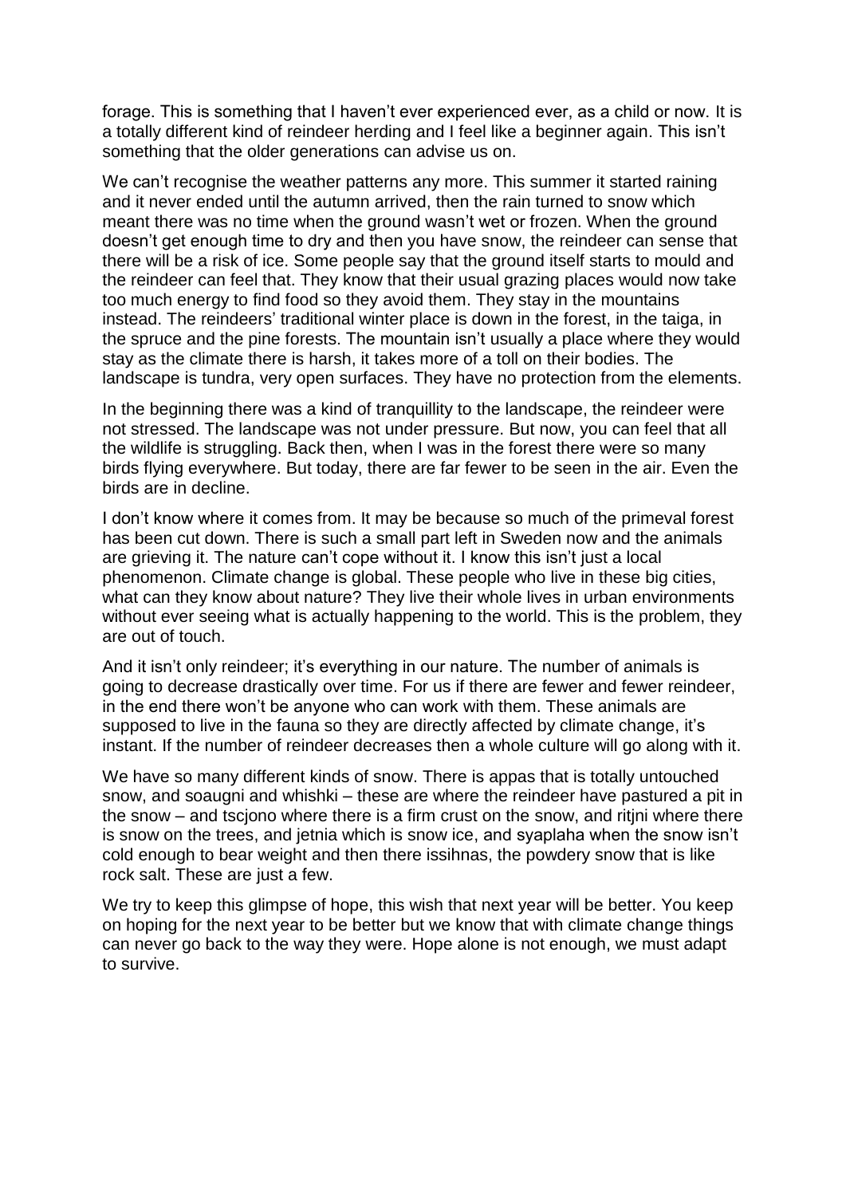forage. This is something that I haven't ever experienced ever, as a child or now. It is a totally different kind of reindeer herding and I feel like a beginner again. This isn't something that the older generations can advise us on.

We can't recognise the weather patterns any more. This summer it started raining and it never ended until the autumn arrived, then the rain turned to snow which meant there was no time when the ground wasn't wet or frozen. When the ground doesn't get enough time to dry and then you have snow, the reindeer can sense that there will be a risk of ice. Some people say that the ground itself starts to mould and the reindeer can feel that. They know that their usual grazing places would now take too much energy to find food so they avoid them. They stay in the mountains instead. The reindeers' traditional winter place is down in the forest, in the taiga, in the spruce and the pine forests. The mountain isn't usually a place where they would stay as the climate there is harsh, it takes more of a toll on their bodies. The landscape is tundra, very open surfaces. They have no protection from the elements.

In the beginning there was a kind of tranquillity to the landscape, the reindeer were not stressed. The landscape was not under pressure. But now, you can feel that all the wildlife is struggling. Back then, when I was in the forest there were so many birds flying everywhere. But today, there are far fewer to be seen in the air. Even the birds are in decline.

I don't know where it comes from. It may be because so much of the primeval forest has been cut down. There is such a small part left in Sweden now and the animals are grieving it. The nature can't cope without it. I know this isn't just a local phenomenon. Climate change is global. These people who live in these big cities, what can they know about nature? They live their whole lives in urban environments without ever seeing what is actually happening to the world. This is the problem, they are out of touch.

And it isn't only reindeer; it's everything in our nature. The number of animals is going to decrease drastically over time. For us if there are fewer and fewer reindeer, in the end there won't be anyone who can work with them. These animals are supposed to live in the fauna so they are directly affected by climate change, it's instant. If the number of reindeer decreases then a whole culture will go along with it.

We have so many different kinds of snow. There is appas that is totally untouched snow, and soaugni and whishki – these are where the reindeer have pastured a pit in the snow – and tscjono where there is a firm crust on the snow, and ritjni where there is snow on the trees, and jetnia which is snow ice, and syaplaha when the snow isn't cold enough to bear weight and then there issihnas, the powdery snow that is like rock salt. These are just a few.

We try to keep this glimpse of hope, this wish that next year will be better. You keep on hoping for the next year to be better but we know that with climate change things can never go back to the way they were. Hope alone is not enough, we must adapt to survive.